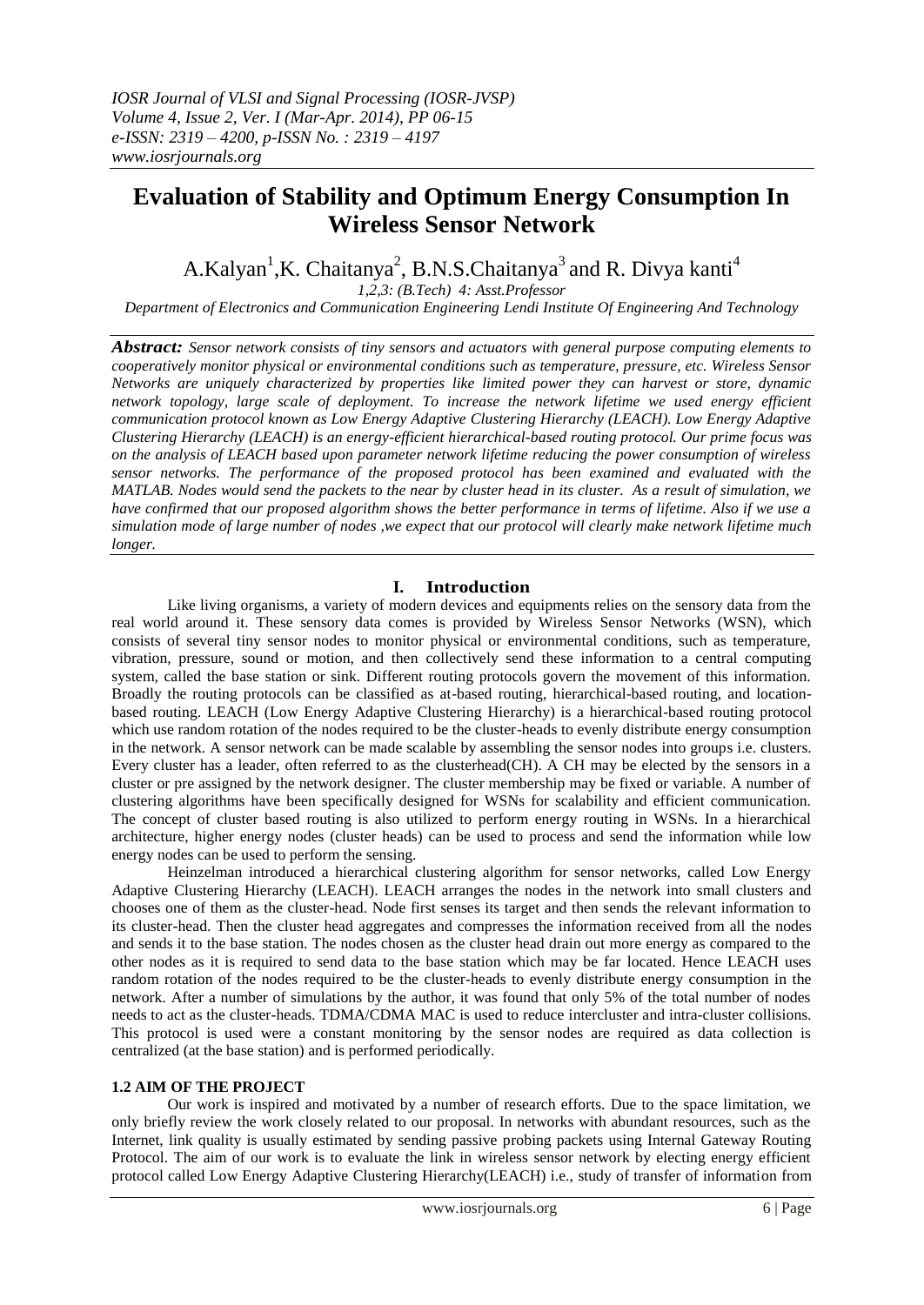# Evaluation of Stability and Optimum Energy Consumption In Wireless Sensor Network

A.Kalyan[1],K. Chaitanya[2], B.N.S.Chaitanya[3] and R. Divya kanti[4]

*1,2,3: (B.Tech) 4: Asst.Professor*

*Department of Electronics and Communication Engineering Lendi Institute Of Engineering And Technology*

***Abstract:*** *Sensor network consists of tiny sensors and actuators with general purpose computing elements to cooperatively monitor physical or environmental conditions such as temperature, pressure, etc. Wireless Sensor Networks are uniquely characterized by properties like limited power they can harvest or store, dynamic network topology, large scale of deployment. To increase the network lifetime we used energy efficient communication protocol known as Low Energy Adaptive Clustering Hierarchy (LEACH). Low Energy Adaptive Clustering Hierarchy (LEACH) is an energy-efficient hierarchical-based routing protocol. Our prime focus was on the analysis of LEACH based upon parameter network lifetime reducing the power consumption of wireless sensor networks. The performance of the proposed protocol has been examined and evaluated with the MATLAB. Nodes would send the packets to the near by cluster head in its cluster. As a result of simulation, we have confirmed that our proposed algorithm shows the better performance in terms of lifetime. Also if we use a simulation mode of large number of nodes ,we expect that our protocol will clearly make network lifetime much longer.*

## I. Introduction

Like living organisms, a variety of modern devices and equipments relies on the sensory data from the real world around it. These sensory data comes is provided by Wireless Sensor Networks (WSN), which consists of several tiny sensor nodes to monitor physical or environmental conditions, such as temperature, vibration, pressure, sound or motion, and then collectively send these information to a central computing system, called the base station or sink. Different routing protocols govern the movement of this information. Broadly the routing protocols can be classified as at-based routing, hierarchical-based routing, and location-based routing. LEACH (Low Energy Adaptive Clustering Hierarchy) is a hierarchical-based routing protocol which use random rotation of the nodes required to be the cluster-heads to evenly distribute energy consumption in the network. A sensor network can be made scalable by assembling the sensor nodes into groups i.e. clusters. Every cluster has a leader, often referred to as the clusterhead(CH). A CH may be elected by the sensors in a cluster or pre assigned by the network designer. The cluster membership may be fixed or variable. A number of clustering algorithms have been specifically designed for WSNs for scalability and efficient communication. The concept of cluster based routing is also utilized to perform energy routing in WSNs. In a hierarchical architecture, higher energy nodes (cluster heads) can be used to process and send the information while low energy nodes can be used to perform the sensing.

Heinzelman introduced a hierarchical clustering algorithm for sensor networks, called Low Energy Adaptive Clustering Hierarchy (LEACH). LEACH arranges the nodes in the network into small clusters and chooses one of them as the cluster-head. Node first senses its target and then sends the relevant information to its cluster-head. Then the cluster head aggregates and compresses the information received from all the nodes and sends it to the base station. The nodes chosen as the cluster head drain out more energy as compared to the other nodes as it is required to send data to the base station which may be far located. Hence LEACH uses random rotation of the nodes required to be the cluster-heads to evenly distribute energy consumption in the network. After a number of simulations by the author, it was found that only 5% of the total number of nodes needs to act as the cluster-heads. TDMA/CDMA MAC is used to reduce intercluster and intra-cluster collisions. This protocol is used were a constant monitoring by the sensor nodes are required as data collection is centralized (at the base station) and is performed periodically.

### 1.2 AIM OF THE PROJECT

Our work is inspired and motivated by a number of research efforts. Due to the space limitation, we only briefly review the work closely related to our proposal. In networks with abundant resources, such as the Internet, link quality is usually estimated by sending passive probing packets using Internal Gateway Routing Protocol. The aim of our work is to evaluate the link in wireless sensor network by electing energy efficient protocol called Low Energy Adaptive Clustering Hierarchy(LEACH) i.e., study of transfer of information from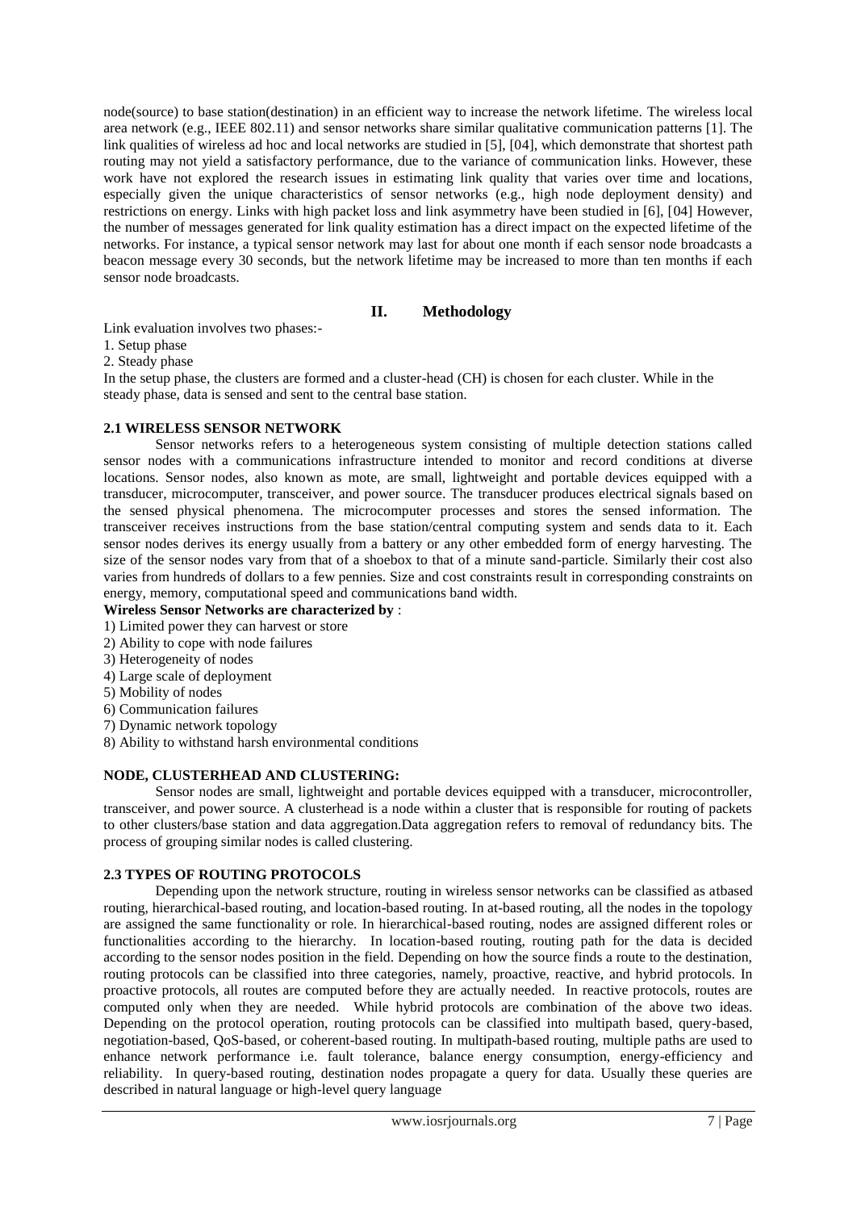node(source) to base station(destination) in an efficient way to increase the network lifetime. The wireless local area network (e.g., IEEE 802.11) and sensor networks share similar qualitative communication patterns [1]. The link qualities of wireless ad hoc and local networks are studied in [5], [04], which demonstrate that shortest path routing may not yield a satisfactory performance, due to the variance of communication links. However, these work have not explored the research issues in estimating link quality that varies over time and locations, especially given the unique characteristics of sensor networks (e.g., high node deployment density) and restrictions on energy. Links with high packet loss and link asymmetry have been studied in [6], [04] However, the number of messages generated for link quality estimation has a direct impact on the expected lifetime of the networks. For instance, a typical sensor network may last for about one month if each sensor node broadcasts a beacon message every 30 seconds, but the network lifetime may be increased to more than ten months if each sensor node broadcasts.

## II. Methodology

Link evaluation involves two phases:-

1. Setup phase
2. Steady phase

In the setup phase, the clusters are formed and a cluster-head (CH) is chosen for each cluster. While in the steady phase, data is sensed and sent to the central base station.

### 2.1 WIRELESS SENSOR NETWORK

Sensor networks refers to a heterogeneous system consisting of multiple detection stations called sensor nodes with a communications infrastructure intended to monitor and record conditions at diverse locations. Sensor nodes, also known as mote, are small, lightweight and portable devices equipped with a transducer, microcomputer, transceiver, and power source. The transducer produces electrical signals based on the sensed physical phenomena. The microcomputer processes and stores the sensed information. The transceiver receives instructions from the base station/central computing system and sends data to it. Each sensor nodes derives its energy usually from a battery or any other embedded form of energy harvesting. The size of the sensor nodes vary from that of a shoebox to that of a minute sand-particle. Similarly their cost also varies from hundreds of dollars to a few pennies. Size and cost constraints result in corresponding constraints on energy, memory, computational speed and communications band width.

**Wireless Sensor Networks are characterized by** :

1) Limited power they can harvest or store
2) Ability to cope with node failures
3) Heterogeneity of nodes
4) Large scale of deployment
5) Mobility of nodes
6) Communication failures
7) Dynamic network topology
8) Ability to withstand harsh environmental conditions

### NODE, CLUSTERHEAD AND CLUSTERING:

Sensor nodes are small, lightweight and portable devices equipped with a transducer, microcontroller, transceiver, and power source. A clusterhead is a node within a cluster that is responsible for routing of packets to other clusters/base station and data aggregation.Data aggregation refers to removal of redundancy bits. The process of grouping similar nodes is called clustering.

### 2.3 TYPES OF ROUTING PROTOCOLS

Depending upon the network structure, routing in wireless sensor networks can be classified as atbased routing, hierarchical-based routing, and location-based routing. In at-based routing, all the nodes in the topology are assigned the same functionality or role. In hierarchical-based routing, nodes are assigned different roles or functionalities according to the hierarchy. In location-based routing, routing path for the data is decided according to the sensor nodes position in the field. Depending on how the source finds a route to the destination, routing protocols can be classified into three categories, namely, proactive, reactive, and hybrid protocols. In proactive protocols, all routes are computed before they are actually needed. In reactive protocols, routes are computed only when they are needed. While hybrid protocols are combination of the above two ideas. Depending on the protocol operation, routing protocols can be classified into multipath based, query-based, negotiation-based, QoS-based, or coherent-based routing. In multipath-based routing, multiple paths are used to enhance network performance i.e. fault tolerance, balance energy consumption, energy-efficiency and reliability. In query-based routing, destination nodes propagate a query for data. Usually these queries are described in natural language or high-level query language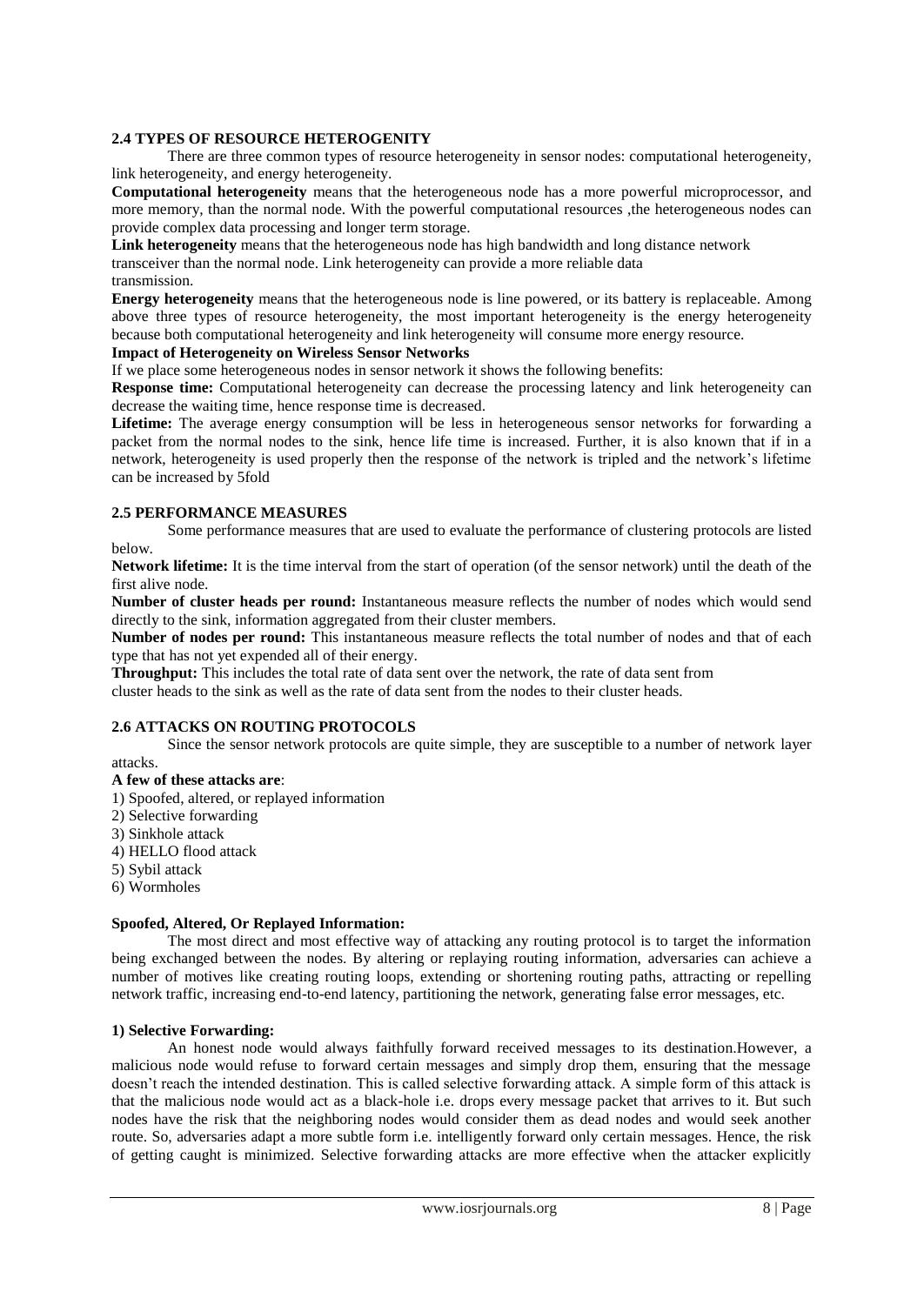### 2.4 TYPES OF RESOURCE HETEROGENITY

There are three common types of resource heterogeneity in sensor nodes: computational heterogeneity, link heterogeneity, and energy heterogeneity.

**Computational heterogeneity** means that the heterogeneous node has a more powerful microprocessor, and more memory, than the normal node. With the powerful computational resources ,the heterogeneous nodes can provide complex data processing and longer term storage.

**Link heterogeneity** means that the heterogeneous node has high bandwidth and long distance network transceiver than the normal node. Link heterogeneity can provide a more reliable data transmission.

**Energy heterogeneity** means that the heterogeneous node is line powered, or its battery is replaceable. Among above three types of resource heterogeneity, the most important heterogeneity is the energy heterogeneity because both computational heterogeneity and link heterogeneity will consume more energy resource.

**Impact of Heterogeneity on Wireless Sensor Networks**

If we place some heterogeneous nodes in sensor network it shows the following benefits:

**Response time:** Computational heterogeneity can decrease the processing latency and link heterogeneity can decrease the waiting time, hence response time is decreased.

**Lifetime:** The average energy consumption will be less in heterogeneous sensor networks for forwarding a packet from the normal nodes to the sink, hence life time is increased. Further, it is also known that if in a network, heterogeneity is used properly then the response of the network is tripled and the network's lifetime can be increased by 5fold

### 2.5 PERFORMANCE MEASURES

Some performance measures that are used to evaluate the performance of clustering protocols are listed below.

**Network lifetime:** It is the time interval from the start of operation (of the sensor network) until the death of the first alive node.

**Number of cluster heads per round:** Instantaneous measure reflects the number of nodes which would send directly to the sink, information aggregated from their cluster members.

**Number of nodes per round:** This instantaneous measure reflects the total number of nodes and that of each type that has not yet expended all of their energy.

**Throughput:** This includes the total rate of data sent over the network, the rate of data sent from cluster heads to the sink as well as the rate of data sent from the nodes to their cluster heads.

### 2.6 ATTACKS ON ROUTING PROTOCOLS

Since the sensor network protocols are quite simple, they are susceptible to a number of network layer attacks.

**A few of these attacks are**:

1) Spoofed, altered, or replayed information
2) Selective forwarding
3) Sinkhole attack
4) HELLO flood attack
5) Sybil attack
6) Wormholes

**Spoofed, Altered, Or Replayed Information:**

The most direct and most effective way of attacking any routing protocol is to target the information being exchanged between the nodes. By altering or replaying routing information, adversaries can achieve a number of motives like creating routing loops, extending or shortening routing paths, attracting or repelling network traffic, increasing end-to-end latency, partitioning the network, generating false error messages, etc.

**1) Selective Forwarding:**

An honest node would always faithfully forward received messages to its destination.However, a malicious node would refuse to forward certain messages and simply drop them, ensuring that the message doesn't reach the intended destination. This is called selective forwarding attack. A simple form of this attack is that the malicious node would act as a black-hole i.e. drops every message packet that arrives to it. But such nodes have the risk that the neighboring nodes would consider them as dead nodes and would seek another route. So, adversaries adapt a more subtle form i.e. intelligently forward only certain messages. Hence, the risk of getting caught is minimized. Selective forwarding attacks are more effective when the attacker explicitly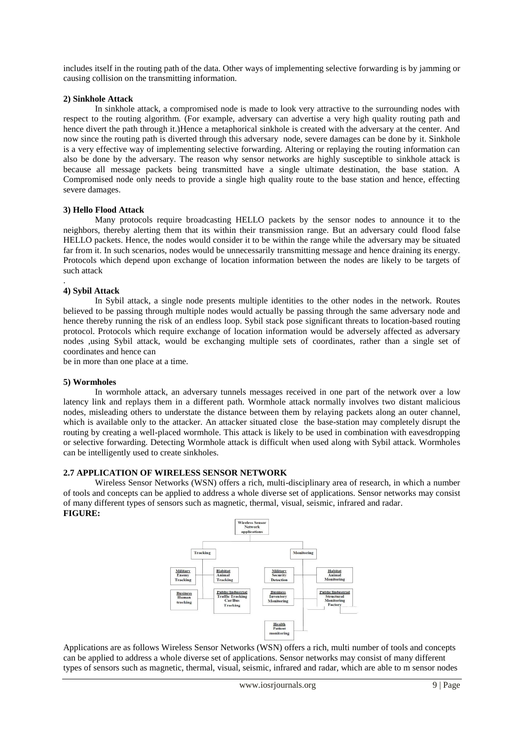includes itself in the routing path of the data. Other ways of implementing selective forwarding is by jamming or causing collision on the transmitting information.

**2) Sinkhole Attack**

In sinkhole attack, a compromised node is made to look very attractive to the surrounding nodes with respect to the routing algorithm. (For example, adversary can advertise a very high quality routing path and hence divert the path through it.)Hence a metaphorical sinkhole is created with the adversary at the center. And now since the routing path is diverted through this adversary node, severe damages can be done by it. Sinkhole is a very effective way of implementing selective forwarding. Altering or replaying the routing information can also be done by the adversary. The reason why sensor networks are highly susceptible to sinkhole attack is because all message packets being transmitted have a single ultimate destination, the base station. A Compromised node only needs to provide a single high quality route to the base station and hence, effecting severe damages.

**3) Hello Flood Attack**

Many protocols require broadcasting HELLO packets by the sensor nodes to announce it to the neighbors, thereby alerting them that its within their transmission range. But an adversary could flood false HELLO packets. Hence, the nodes would consider it to be within the range while the adversary may be situated far from it. In such scenarios, nodes would be unnecessarily transmitting message and hence draining its energy. Protocols which depend upon exchange of location information between the nodes are likely to be targets of such attack

.

**4) Sybil Attack**

In Sybil attack, a single node presents multiple identities to the other nodes in the network. Routes believed to be passing through multiple nodes would actually be passing through the same adversary node and hence thereby running the risk of an endless loop. Sybil stack pose significant threats to location-based routing protocol. Protocols which require exchange of location information would be adversely affected as adversary nodes ,using Sybil attack, would be exchanging multiple sets of coordinates, rather than a single set of coordinates and hence can

be in more than one place at a time.

**5) Wormholes**

In wormhole attack, an adversary tunnels messages received in one part of the network over a low latency link and replays them in a different path. Wormhole attack normally involves two distant malicious nodes, misleading others to understate the distance between them by relaying packets along an outer channel, which is available only to the attacker. An attacker situated close the base-station may completely disrupt the routing by creating a well-placed wormhole. This attack is likely to be used in combination with eavesdropping or selective forwarding. Detecting Wormhole attack is difficult when used along with Sybil attack. Wormholes can be intelligently used to create sinkholes.

**2.7 APPLICATION OF WIRELESS SENSOR NETWORK**

Wireless Sensor Networks (WSN) offers a rich, multi-disciplinary area of research, in which a number of tools and concepts can be applied to address a whole diverse set of applications. Sensor networks may consist of many different types of sensors such as magnetic, thermal, visual, seismic, infrared and radar.

**FIGURE:**

Wireless Sensor Network applications

Tracking: Military Enemy Tracking; Habitat Animal Tracking; Business Human tracking; Public/Industrial Traffic Tracking Car/Bus Tracking

Monitoring: Military Security Detection; Habitat Animal Monitoring; Business Inventory Monitoring; Public/Industrial Structural Monitoring Factory; Health Patient monitoring

Applications are as follows Wireless Sensor Networks (WSN) offers a rich, multi number of tools and concepts can be applied to address a whole diverse set of applications. Sensor networks may consist of many different types of sensors such as magnetic, thermal, visual, seismic, infrared and radar, which are able to m sensor nodes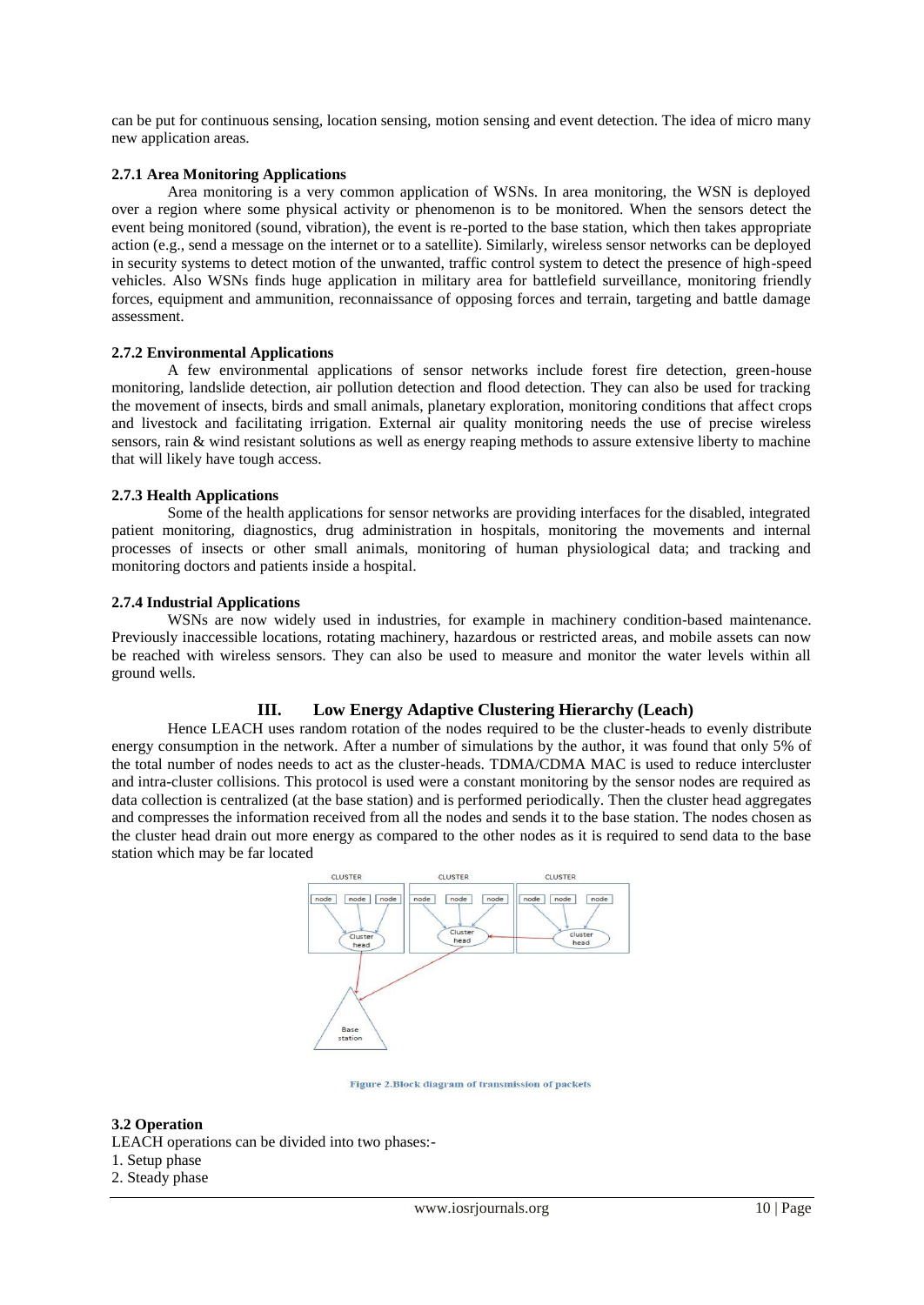can be put for continuous sensing, location sensing, motion sensing and event detection. The idea of micro many new application areas.

#### 2.7.1 Area Monitoring Applications

Area monitoring is a very common application of WSNs. In area monitoring, the WSN is deployed over a region where some physical activity or phenomenon is to be monitored. When the sensors detect the event being monitored (sound, vibration), the event is re-ported to the base station, which then takes appropriate action (e.g., send a message on the internet or to a satellite). Similarly, wireless sensor networks can be deployed in security systems to detect motion of the unwanted, traffic control system to detect the presence of high-speed vehicles. Also WSNs finds huge application in military area for battlefield surveillance, monitoring friendly forces, equipment and ammunition, reconnaissance of opposing forces and terrain, targeting and battle damage assessment.

#### 2.7.2 Environmental Applications

A few environmental applications of sensor networks include forest fire detection, green-house monitoring, landslide detection, air pollution detection and flood detection. They can also be used for tracking the movement of insects, birds and small animals, planetary exploration, monitoring conditions that affect crops and livestock and facilitating irrigation. External air quality monitoring needs the use of precise wireless sensors, rain & wind resistant solutions as well as energy reaping methods to assure extensive liberty to machine that will likely have tough access.

#### 2.7.3 Health Applications

Some of the health applications for sensor networks are providing interfaces for the disabled, integrated patient monitoring, diagnostics, drug administration in hospitals, monitoring the movements and internal processes of insects or other small animals, monitoring of human physiological data; and tracking and monitoring doctors and patients inside a hospital.

#### 2.7.4 Industrial Applications

WSNs are now widely used in industries, for example in machinery condition-based maintenance. Previously inaccessible locations, rotating machinery, hazardous or restricted areas, and mobile assets can now be reached with wireless sensors. They can also be used to measure and monitor the water levels within all ground wells.

## III. Low Energy Adaptive Clustering Hierarchy (Leach)

Hence LEACH uses random rotation of the nodes required to be the cluster-heads to evenly distribute energy consumption in the network. After a number of simulations by the author, it was found that only 5% of the total number of nodes needs to act as the cluster-heads. TDMA/CDMA MAC is used to reduce intercluster and intra-cluster collisions. This protocol is used were a constant monitoring by the sensor nodes are required as data collection is centralized (at the base station) and is performed periodically. Then the cluster head aggregates and compresses the information received from all the nodes and sends it to the base station. The nodes chosen as the cluster head drain out more energy as compared to the other nodes as it is required to send data to the base station which may be far located

Figure 2.Block diagram of transmission of packets

#### 3.2 Operation

LEACH operations can be divided into two phases:-

1. Setup phase
2. Steady phase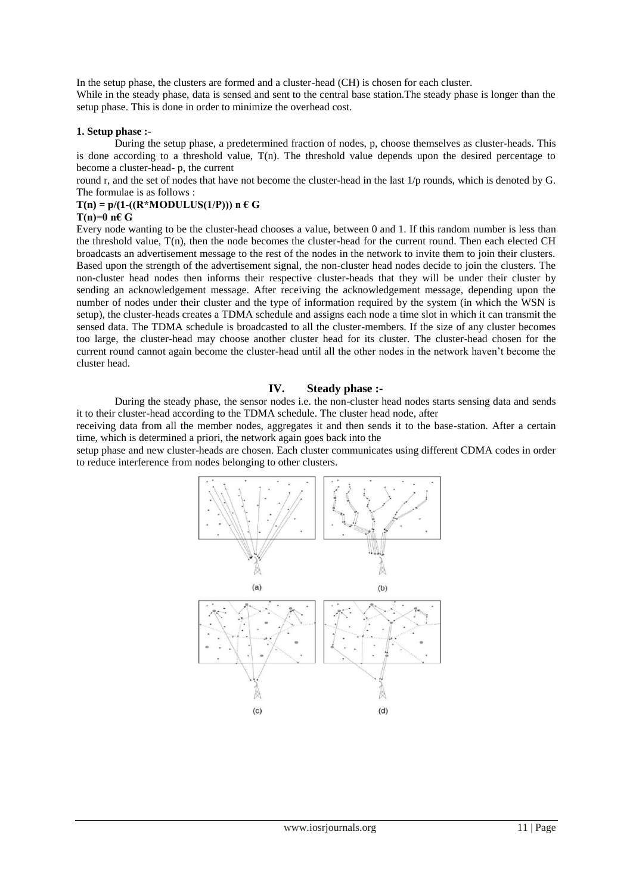In the setup phase, the clusters are formed and a cluster-head (CH) is chosen for each cluster.
While in the steady phase, data is sensed and sent to the central base station.The steady phase is longer than the setup phase. This is done in order to minimize the overhead cost.

**1. Setup phase :-**

During the setup phase, a predetermined fraction of nodes, p, choose themselves as cluster-heads. This is done according to a threshold value, T(n). The threshold value depends upon the desired percentage to become a cluster-head- p, the current round r, and the set of nodes that have not become the cluster-head in the last 1/p rounds, which is denoted by G. The formulae is as follows :

**T(n) = p/(1-((R*MODULUS(1/P))) n € G**
**T(n)=0 n€ G**

Every node wanting to be the cluster-head chooses a value, between 0 and 1. If this random number is less than the threshold value, T(n), then the node becomes the cluster-head for the current round. Then each elected CH broadcasts an advertisement message to the rest of the nodes in the network to invite them to join their clusters. Based upon the strength of the advertisement signal, the non-cluster head nodes decide to join the clusters. The non-cluster head nodes then informs their respective cluster-heads that they will be under their cluster by sending an acknowledgement message. After receiving the acknowledgement message, depending upon the number of nodes under their cluster and the type of information required by the system (in which the WSN is setup), the cluster-heads creates a TDMA schedule and assigns each node a time slot in which it can transmit the sensed data. The TDMA schedule is broadcasted to all the cluster-members. If the size of any cluster becomes too large, the cluster-head may choose another cluster head for its cluster. The cluster-head chosen for the current round cannot again become the cluster-head until all the other nodes in the network haven't become the cluster head.

## IV. Steady phase :-

During the steady phase, the sensor nodes i.e. the non-cluster head nodes starts sensing data and sends it to their cluster-head according to the TDMA schedule. The cluster head node, after receiving data from all the member nodes, aggregates it and then sends it to the base-station. After a certain time, which is determined a priori, the network again goes back into the setup phase and new cluster-heads are chosen. Each cluster communicates using different CDMA codes in order to reduce interference from nodes belonging to other clusters.

(a) (b)

(c) (d)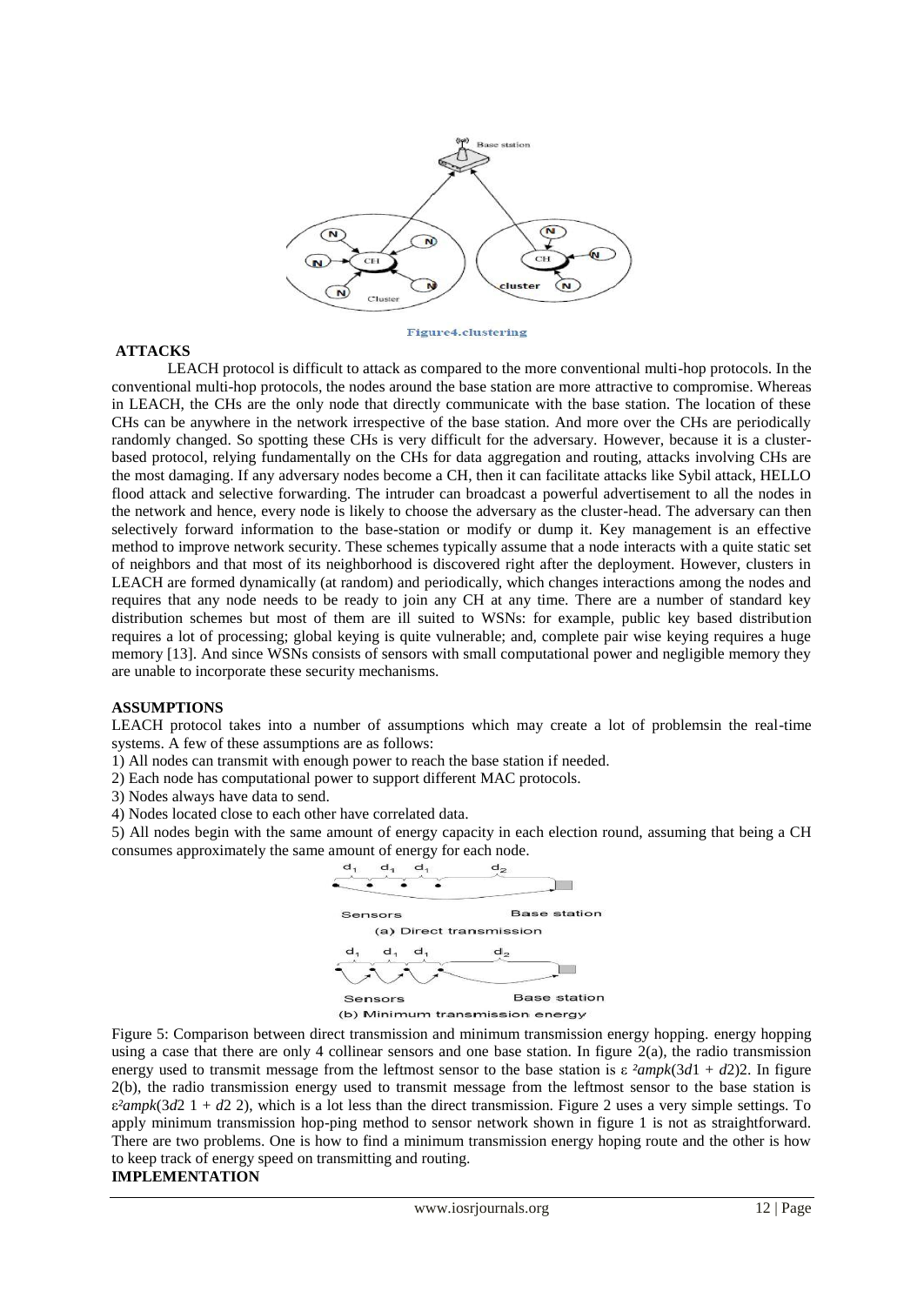Figure4.clustering

## ATTACKS

LEACH protocol is difficult to attack as compared to the more conventional multi-hop protocols. In the conventional multi-hop protocols, the nodes around the base station are more attractive to compromise. Whereas in LEACH, the CHs are the only node that directly communicate with the base station. The location of these CHs can be anywhere in the network irrespective of the base station. And more over the CHs are periodically randomly changed. So spotting these CHs is very difficult for the adversary. However, because it is a cluster-based protocol, relying fundamentally on the CHs for data aggregation and routing, attacks involving CHs are the most damaging. If any adversary nodes become a CH, then it can facilitate attacks like Sybil attack, HELLO flood attack and selective forwarding. The intruder can broadcast a powerful advertisement to all the nodes in the network and hence, every node is likely to choose the adversary as the cluster-head. The adversary can then selectively forward information to the base-station or modify or dump it. Key management is an effective method to improve network security. These schemes typically assume that a node interacts with a quite static set of neighbors and that most of its neighborhood is discovered right after the deployment. However, clusters in LEACH are formed dynamically (at random) and periodically, which changes interactions among the nodes and requires that any node needs to be ready to join any CH at any time. There are a number of standard key distribution schemes but most of them are ill suited to WSNs: for example, public key based distribution requires a lot of processing; global keying is quite vulnerable; and, complete pair wise keying requires a huge memory [13]. And since WSNs consists of sensors with small computational power and negligible memory they are unable to incorporate these security mechanisms.

## ASSUMPTIONS

LEACH protocol takes into a number of assumptions which may create a lot of problemsin the real-time systems. A few of these assumptions are as follows:

1) All nodes can transmit with enough power to reach the base station if needed.
2) Each node has computational power to support different MAC protocols.
3) Nodes always have data to send.
4) Nodes located close to each other have correlated data.
5) All nodes begin with the same amount of energy capacity in each election round, assuming that being a CH consumes approximately the same amount of energy for each node.

(a) Direct transmission

(b) Minimum transmission energy

Figure 5: Comparison between direct transmission and minimum transmission energy hopping. energy hopping using a case that there are only 4 collinear sensors and one base station. In figure 2(a), the radio transmission energy used to transmit message from the leftmost sensor to the base station is $\varepsilon^2 ampk(3d1 + d2)2$. In figure 2(b), the radio transmission energy used to transmit message from the leftmost sensor to the base station is $\varepsilon^2 ampk(3d2\ 1 + d2\ 2)$, which is a lot less than the direct transmission. Figure 2 uses a very simple settings. To apply minimum transmission hop-ping method to sensor network shown in figure 1 is not as straightforward. There are two problems. One is how to find a minimum transmission energy hoping route and the other is how to keep track of energy speed on transmitting and routing.

## IMPLEMENTATION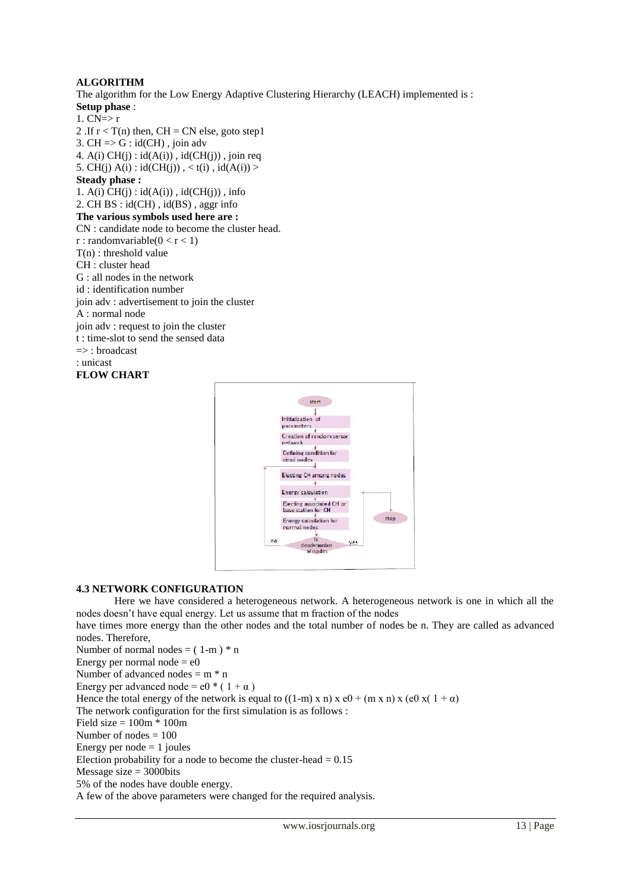**ALGORITHM**

The algorithm for the Low Energy Adaptive Clustering Hierarchy (LEACH) implemented is :

**Setup phase** :

1. CN=> r
2. If $r < T(n)$ then, CH = CN else, goto step1
3. CH => G : id(CH) , join adv
4. A(i) CH(j) : id(A(i)) , id(CH(j)) , join req
5. CH(j) A(i) : id(CH(j)) , < t(i) , id(A(i)) >

**Steady phase :**

1. A(i) CH(j) : id(A(i)) , id(CH(j)) , info
2. CH BS : id(CH) , id(BS) , aggr info

**The various symbols used here are :**

CN : candidate node to become the cluster head.
r : randomvariable($0 < r < 1$)
T(n) : threshold value
CH : cluster head
G : all nodes in the network
id : identification number
join adv : advertisement to join the cluster
A : normal node
join adv : request to join the cluster
t : time-slot to send the sensed data
=> : broadcast
: unicast

**FLOW CHART**

### 4.3 NETWORK CONFIGURATION

Here we have considered a heterogeneous network. A heterogeneous network is one in which all the nodes doesn't have equal energy. Let us assume that m fraction of the nodes have times more energy than the other nodes and the total number of nodes be n. They are called as advanced nodes. Therefore,

Number of normal nodes = $(1-m) * n$
Energy per normal node = $e0$
Number of advanced nodes = $m * n$
Energy per advanced node = $e0 * (1 + \alpha)$
Hence the total energy of the network is equal to $((1-m) \times n) \times e0 + (m \times n) \times (e0 \times (1 + \alpha)$
The network configuration for the first simulation is as follows :
Field size = 100m * 100m
Number of nodes = 100
Energy per node = 1 joules
Election probability for a node to become the cluster-head = 0.15
Message size = 3000bits
5% of the nodes have double energy.
A few of the above parameters were changed for the required analysis.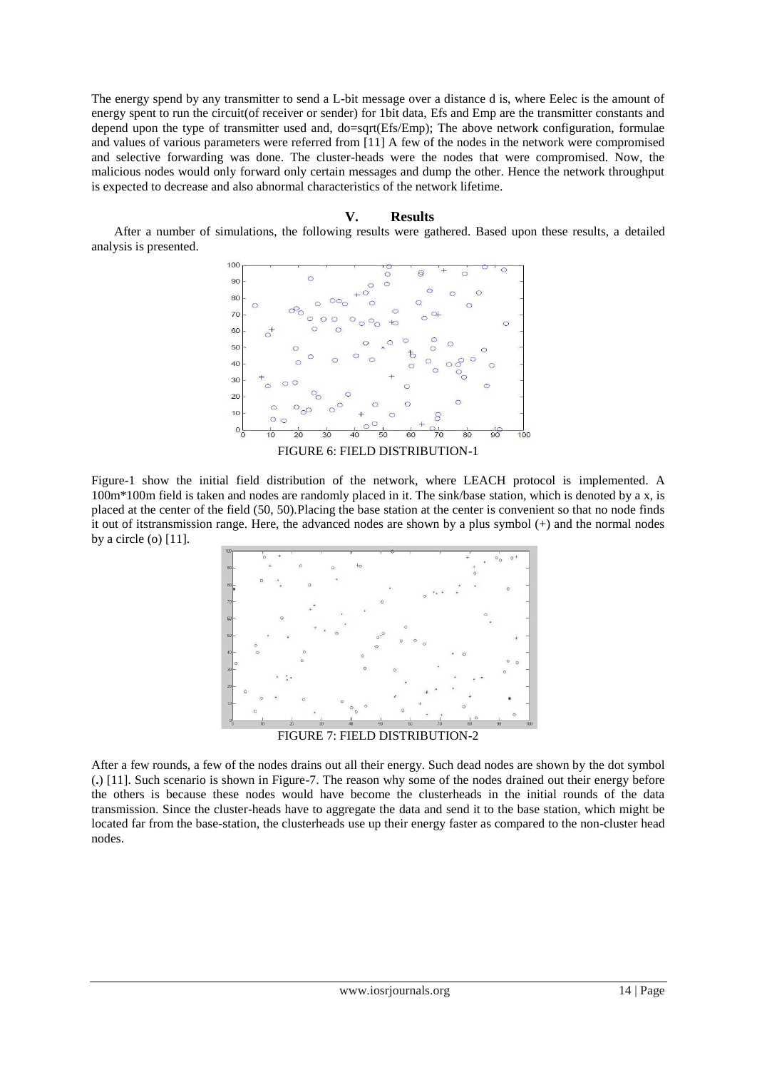The energy spend by any transmitter to send a L-bit message over a distance d is, where Eelec is the amount of energy spent to run the circuit(of receiver or sender) for 1bit data, Efs and Emp are the transmitter constants and depend upon the type of transmitter used and, do=sqrt(Efs/Emp); The above network configuration, formulae and values of various parameters were referred from [11] A few of the nodes in the network were compromised and selective forwarding was done. The cluster-heads were the nodes that were compromised. Now, the malicious nodes would only forward only certain messages and dump the other. Hence the network throughput is expected to decrease and also abnormal characteristics of the network lifetime.

## V. Results

After a number of simulations, the following results were gathered. Based upon these results, a detailed analysis is presented.

FIGURE 6: FIELD DISTRIBUTION-1

Figure-1 show the initial field distribution of the network, where LEACH protocol is implemented. A 100m*100m field is taken and nodes are randomly placed in it. The sink/base station, which is denoted by a x, is placed at the center of the field (50, 50).Placing the base station at the center is convenient so that no node finds it out of itstransmission range. Here, the advanced nodes are shown by a plus symbol (+) and the normal nodes by a circle (o) [11].

FIGURE 7: FIELD DISTRIBUTION-2

After a few rounds, a few of the nodes drains out all their energy. Such dead nodes are shown by the dot symbol (.) [11]. Such scenario is shown in Figure-7. The reason why some of the nodes drained out their energy before the others is because these nodes would have become the clusterheads in the initial rounds of the data transmission. Since the cluster-heads have to aggregate the data and send it to the base station, which might be located far from the base-station, the clusterheads use up their energy faster as compared to the non-cluster head nodes.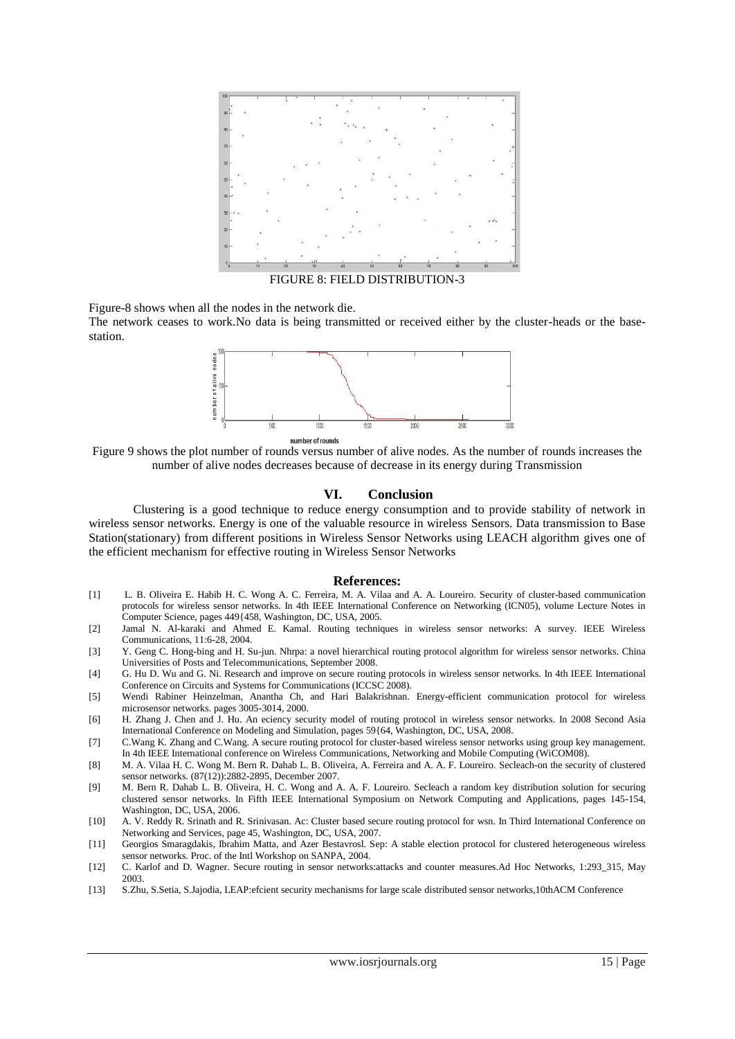FIGURE 8: FIELD DISTRIBUTION-3

Figure-8 shows when all the nodes in the network die.

The network ceases to work.No data is being transmitted or received either by the cluster-heads or the base-station.

number of alive nodes

100

50

0

0 500 1000 1500 2000 2500 3000

number of rounds

Figure 9 shows the plot number of rounds versus number of alive nodes. As the number of rounds increases the number of alive nodes decreases because of decrease in its energy during Transmission

## VI. Conclusion

Clustering is a good technique to reduce energy consumption and to provide stability of network in wireless sensor networks. Energy is one of the valuable resource in wireless Sensors. Data transmission to Base Station(stationary) from different positions in Wireless Sensor Networks using LEACH algorithm gives one of the efficient mechanism for effective routing in Wireless Sensor Networks

## References:

[1] L. B. Oliveira E. Habib H. C. Wong A. C. Ferreira, M. A. Vilaa and A. A. Loureiro. Security of cluster-based communication protocols for wireless sensor networks. In 4th IEEE International Conference on Networking (ICN05), volume Lecture Notes in Computer Science, pages 449{458, Washington, DC, USA, 2005.

[2] Jamal N. Al-karaki and Ahmed E. Kamal. Routing techniques in wireless sensor networks: A survey. IEEE Wireless Communications, 11:6-28, 2004.

[3] Y. Geng C. Hong-bing and H. Su-jun. Nhrpa: a novel hierarchical routing protocol algorithm for wireless sensor networks. China Universities of Posts and Telecommunications, September 2008.

[4] G. Hu D. Wu and G. Ni. Research and improve on secure routing protocols in wireless sensor networks. In 4th IEEE International Conference on Circuits and Systems for Communications (ICCSC 2008).

[5] Wendi Rabiner Heinzelman, Anantha Ch, and Hari Balakrishnan. Energy-efficient communication protocol for wireless microsensor networks. pages 3005-3014, 2000.

[6] H. Zhang J. Chen and J. Hu. An eciency security model of routing protocol in wireless sensor networks. In 2008 Second Asia International Conference on Modeling and Simulation, pages 59{64, Washington, DC, USA, 2008.

[7] C.Wang K. Zhang and C.Wang. A secure routing protocol for cluster-based wireless sensor networks using group key management. In 4th IEEE International conference on Wireless Communications, Networking and Mobile Computing (WiCOM08).

[8] M. A. Vilaa H. C. Wong M. Bern R. Dahab L. B. Oliveira, A. Ferreira and A. A. F. Loureiro. Secleach-on the security of clustered sensor networks. (87(12)):2882-2895, December 2007.

[9] M. Bern R. Dahab L. B. Oliveira, H. C. Wong and A. A. F. Loureiro. Secleach a random key distribution solution for securing clustered sensor networks. In Fifth IEEE International Symposium on Network Computing and Applications, pages 145-154, Washington, DC, USA, 2006.

[10] A. V. Reddy R. Srinath and R. Srinivasan. Ac: Cluster based secure routing protocol for wsn. In Third International Conference on Networking and Services, page 45, Washington, DC, USA, 2007.

[11] Georgios Smaragdakis, Ibrahim Matta, and Azer Bestavrosl. Sep: A stable election protocol for clustered heterogeneous wireless sensor networks. Proc. of the Intl Workshop on SANPA, 2004.

[12] C. Karlof and D. Wagner. Secure routing in sensor networks:attacks and counter measures.Ad Hoc Networks, 1:293_315, May 2003.

[13] S.Zhu, S.Setia, S.Jajodia, LEAP:efcient security mechanisms for large scale distributed sensor networks,10thACM Conference